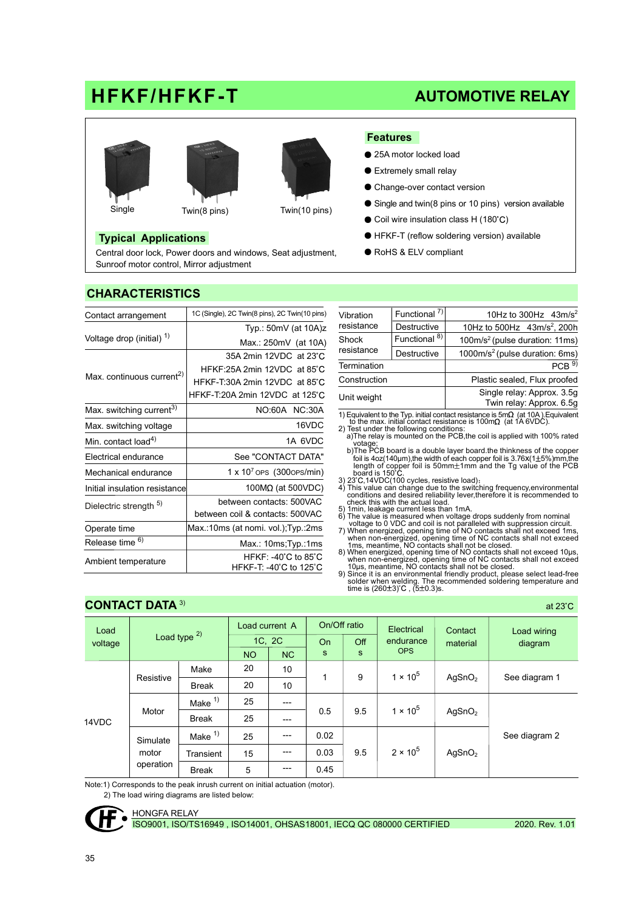# HFKF/HFKF-T

## AUTOMOTIVE RELAY

Single

Twin(8 pins)

Twin(10 pins)

### Typical Applications

Central door lock, Power doors and windows, Seat adjustment, Sunroof motor control, Mirror adjustment

### Features

- 25A motor locked load
- Extremely small relay
- Change-over contact version
- Single and twin(8 pins or 10 pins) version available
- Coil wire insulation class H (180°C)
- HFKF-T (reflow soldering version) available
- RoHS & ELV compliant

## CHARACTERISTICS

| | |
|---|---|
| Contact arrangement | 1C (Single), 2C Twin(8 pins), 2C Twin(10 pins) |
| Voltage drop (initial) [1] | Typ.: 50mV (at 10A)z<br>Max.: 250mV (at 10A) |
| Max. continuous current[2] | 35A 2min 12VDC at 23°C<br>HFKF:25A 2min 12VDC at 85°C<br>HFKF-T:30A 2min 12VDC at 85°C<br>HFKF-T:20A 2min 12VDC at 125°C |
| Max. switching current[3] | NO:60A NC:30A |
| Max. switching voltage | 16VDC |
| Min. contact load[4] | 1A 6VDC |
| Electrical endurance | See "CONTACT DATA" |
| Mechanical endurance | $1 \times 10^7$ OPS (300OPS/min) |
| Initial insulation resistance | 100MΩ (at 500VDC) |
| Dielectric strength [5] | between contacts: 500VAC<br>between coil & contacts: 500VAC |
| Operate time | Max.:10ms (at nomi. vol.);Typ.:2ms |
| Release time [6] | Max.: 10ms;Typ.:1ms |
| Ambient temperature | HFKF: -40°C to 85°C<br>HFKF-T: -40°C to 125°C |

| | | |
|---|---|---|
| Vibration resistance | Functional [7] | 10Hz to 300Hz 43m/s$^2$ |
| | Destructive | 10Hz to 500Hz 43m/s$^2$, 200h |
| Shock resistance | Functional [8] | 100m/s$^2$ (pulse duration: 11ms) |
| | Destructive | 1000m/s$^2$ (pulse duration: 6ms) |
| Termination | | PCB [9] |
| Construction | | Plastic sealed, Flux proofed |
| Unit weight | | Single relay: Approx. 3.5g<br>Twin relay: Approx. 6.5g |

1) Equivalent to the Typ. initial contact resistance is 5mΩ (at 10A ).Equivalent to the max. initial contact resistance is 100mΩ (at 1A 6VDC).
2) Test under the following conditions:
 a)The relay is mounted on the PCB,the coil is applied with 100% rated voltage;
 b)The PCB board is a double layer board.the thinkness of the copper foil is 4oz(140μm),the width of each copper foil is 3.76X(1±5%)mm,the length of copper foil is 50mm±1mm and the Tg value of the PCB board is 150°C.
3) 23°C,14VDC(100 cycles, resistive load);
4) This value can change due to the switching frequency,environmental conditions and desired reliability lever,therefore it is recommended to check this with the actual load.
5) 1min, leakage current less than 1mA.
6) The value is measured when voltage drops suddenly from nominal voltage to 0 VDC and coil is not paralleled with suppression circuit.
7) When energized, opening time of NO contacts shall not exceed 1ms, when non-energized, opening time of NC contacts shall not exceed 1ms, meantime, NO contacts shall not be closed.
8) When energized, opening time of NO contacts shall not exceed 10μs, when non-energized, opening time of NC contacts shall not exceed 10μs, meantime, NO contacts shall not be closed.
9) Since it is an environmental friendly product, please select lead-free solder when welding. The recommended soldering temperature and time is (260±3)°C , (5±0.3)s.

## CONTACT DATA [3]

at 23°C

| Load voltage | Load type [2] | | Load current A | | On/Off ratio | | Electrical endurance OPS | Contact material | Load wiring diagram |
|---|---|---|---|---|---|---|---|---|---|
| | | | 1C, 2C | | On s | Off s | | | |
| | | | NO | NC | | | | | |
| 14VDC | Resistive | Make | 20 | 10 | 1 | 9 | $1 \times 10^5$ | $AgSnO_2$ | See diagram 1 |
| | | Break | 20 | 10 | | | | | |
| | Motor | Make [1] | 25 | --- | 0.5 | 9.5 | $1 \times 10^5$ | $AgSnO_2$ | See diagram 2 |
| | | Break | 25 | --- | | | | | |
| | Simulate motor operation | Make [1] | 25 | --- | 0.02 | 9.5 | $2 \times 10^5$ | $AgSnO_2$ | |
| | | Transient | 15 | --- | 0.03 | | | | |
| | | Break | 5 | --- | 0.45 | | | | |

Note:1) Corresponds to the peak inrush current on initial actuation (motor).
 2) The load wiring diagrams are listed below:

HONGFA RELAY
ISO9001, ISO/TS16949 , ISO14001, OHSAS18001, IECQ QC 080000 CERTIFIED 2020. Rev. 1.01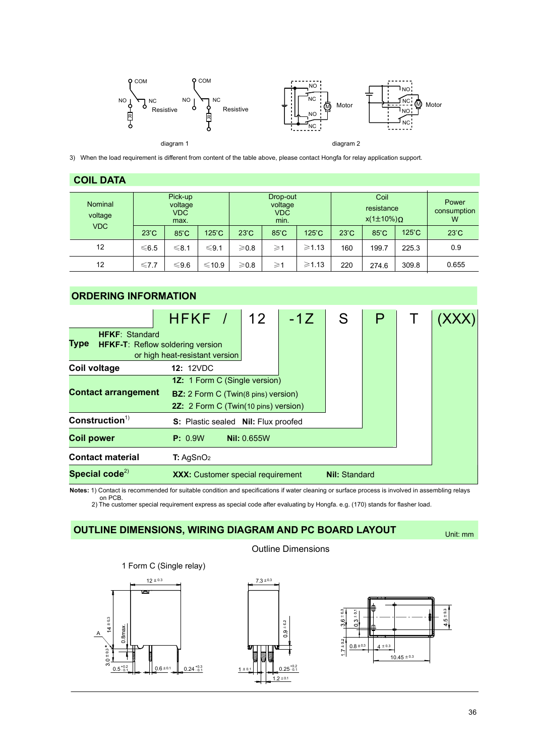diagram 1

diagram 2

3) When the load requirement is different from content of the table above, please contact Hongfa for relay application support.

## COIL DATA

| Nominal voltage VDC | Pick-up voltage VDC max. | | | Drop-out voltage VDC min. | | | Coil resistance x(1±10%)Ω | | | Power consumption W |
|---|---|---|---|---|---|---|---|---|---|---|
| | 23°C | 85°C | 125°C | 23°C | 85°C | 125°C | 23°C | 85°C | 125°C | 23°C |
| 12 | ≤6.5 | ≤8.1 | ≤9.1 | ≥0.8 | ≥1 | ≥1.13 | 160 | 199.7 | 225.3 | 0.9 |
| 12 | ≤7.7 | ≤9.6 | ≤10.9 | ≥0.8 | ≥1 | ≥1.13 | 220 | 274.6 | 309.8 | 0.655 |

## ORDERING INFORMATION

HFKF / 12 -1Z S P T (XXX)

| | |
|---|---|
| **Type** | **HFKF**: Standard<br>**HFKF-T**: Reflow soldering version or high heat-resistant version |
| **Coil voltage** | **12:** 12VDC |
| **Contact arrangement** | **1Z:** 1 Form C (Single version)<br>**BZ:** 2 Form C (Twin(8 pins) version)<br>**2Z:** 2 Form C (Twin(10 pins) version) |
| **Construction**[1)] | **S:** Plastic sealed **Nil:** Flux proofed |
| **Coil power** | **P:** 0.9W **Nil:** 0.655W |
| **Contact material** | **T:** $AgSnO_2$ |
| **Special code**[2)] | **XXX:** Customer special requirement **Nil:** Standard |

**Notes:** 1) Contact is recommended for suitable condition and specifications if water cleaning or surface process is involved in assembling relays on PCB.
2) The customer special requirement express as special code after evaluating by Hongfa. e.g. (170) stands for flasher load.

## OUTLINE DIMENSIONS, WIRING DIAGRAM AND PC BOARD LAYOUT

Unit: mm

Outline Dimensions

1 Form C (Single relay)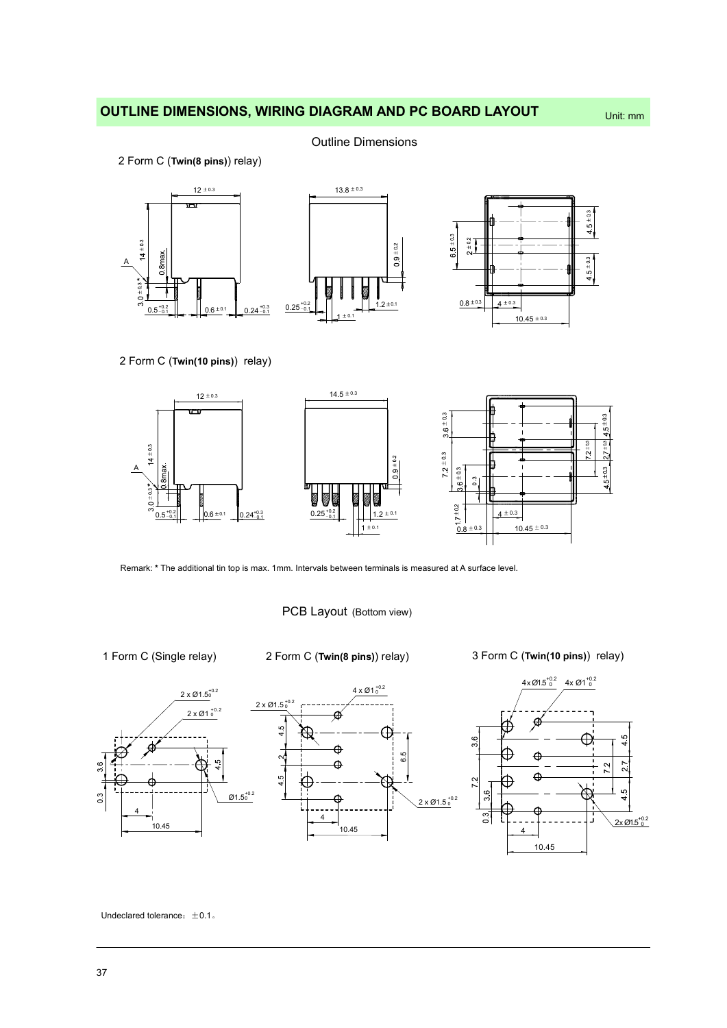## OUTLINE DIMENSIONS, WIRING DIAGRAM AND PC BOARD LAYOUT

Unit: mm

### Outline Dimensions

2 Form C (**Twin(8 pins)**) relay)

2 Form C (**Twin(10 pins)**) relay)

Remark: * The additional tin top is max. 1mm. Intervals between terminals is measured at A surface level.

### PCB Layout (Bottom view)

1 Form C (Single relay)

2 Form C (**Twin(8 pins)**) relay)

3 Form C (**Twin(10 pins)**) relay)

Undeclared tolerance：±0.1。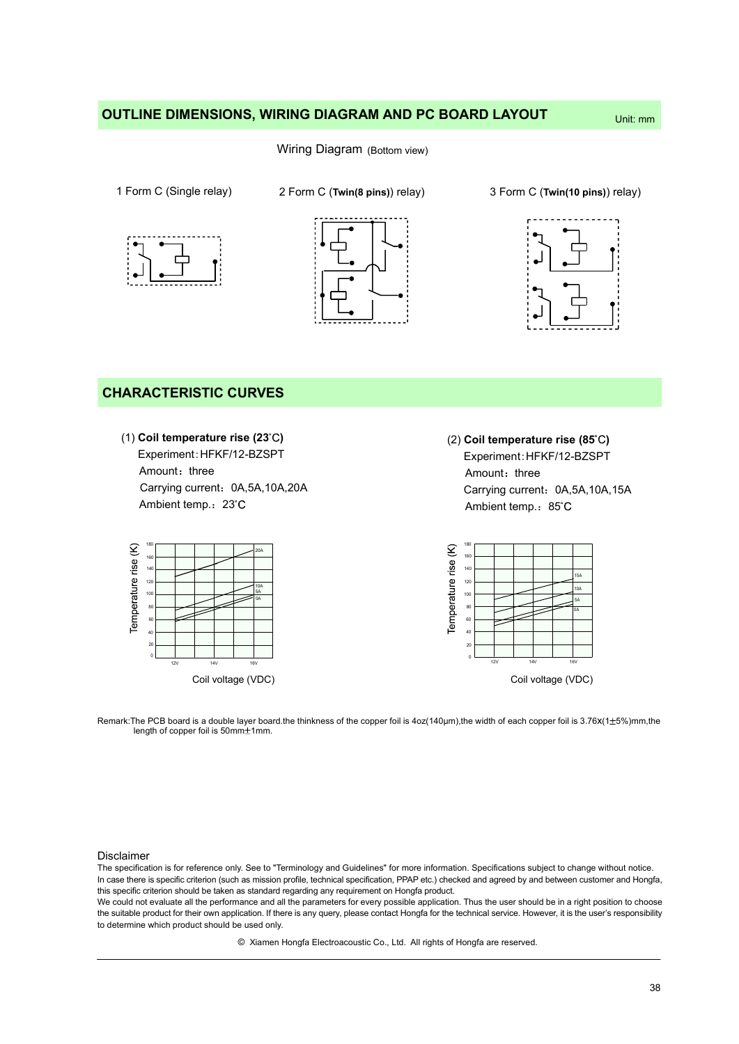## OUTLINE DIMENSIONS, WIRING DIAGRAM AND PC BOARD LAYOUT

Unit: mm

Wiring Diagram (Bottom view)

1 Form C (Single relay)

2 Form C (**Twin(8 pins)**) relay)

3 Form C (**Twin(10 pins)**) relay)

## CHARACTERISTIC CURVES

(1) **Coil temperature rise (23**°C)

Experiment: HFKF/12-BZSPT

Amount：three

Carrying current：0A,5A,10A,20A

Ambient temp.：23°C

Temperature rise (K)

180
160
140
120
100
80
60
40
20
0

12V
14V
16V

20A
10A
5A
0A

Coil voltage (VDC)

(2) **Coil temperature rise (85**°**C)**

Experiment: HFKF/12-BZSPT

Amount：three

Carrying current：0A,5A,10A,15A

Ambient temp.：85°C

Temperature rise (K)

180
160
140
120
100
80
60
40
20
0

12V
14V
16V

15A
10A
5A
0A

Coil voltage (VDC)

Remark:The PCB board is a double layer board.the thinkness of the copper foil is 4oz(140μm),the width of each copper foil is 3.76x(1±5%)mm,the length of copper foil is 50mm±1mm.

Disclaimer

The specification is for reference only. See to "Terminology and Guidelines" for more information. Specifications subject to change without notice.
In case there is specific criterion (such as mission profile, technical specification, PPAP etc.) checked and agreed by and between customer and Hongfa, this specific criterion should be taken as standard regarding any requirement on Hongfa product.
We could not evaluate all the performance and all the parameters for every possible application. Thus the user should be in a right position to choose the suitable product for their own application. If there is any query, please contact Hongfa for the technical service. However, it is the user's responsibility to determine which product should be used only.

© Xiamen Hongfa Electroacoustic Co., Ltd. All rights of Hongfa are reserved.